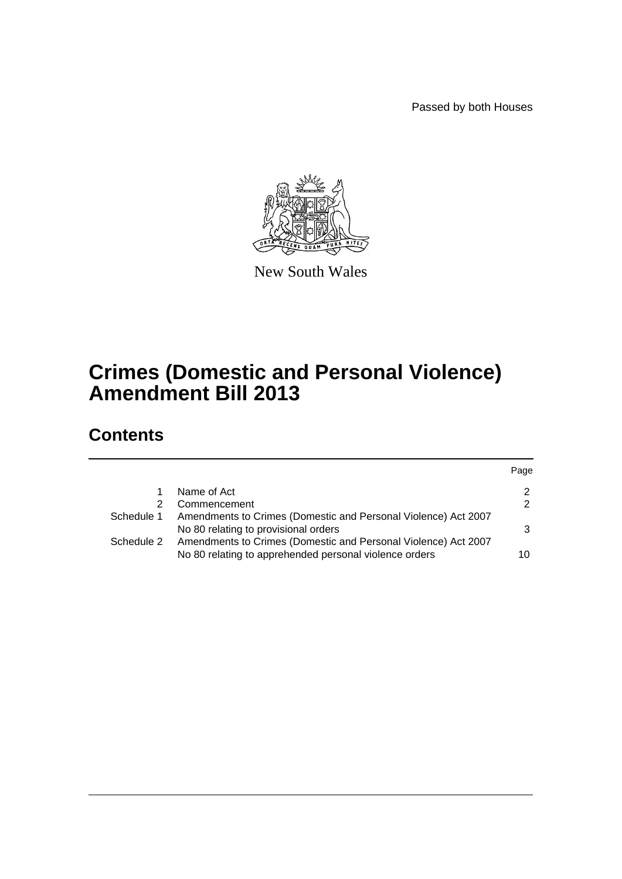Passed by both Houses

New South Wales

# Crimes (Domestic and Personal Violence) Amendment Bill 2013

## Contents

| | | Page |
|---|---|---|
| 1 | Name of Act | 2 |
| 2 | Commencement | 2 |
| Schedule 1 | Amendments to Crimes (Domestic and Personal Violence) Act 2007 No 80 relating to provisional orders | 3 |
| Schedule 2 | Amendments to Crimes (Domestic and Personal Violence) Act 2007 No 80 relating to apprehended personal violence orders | 10 |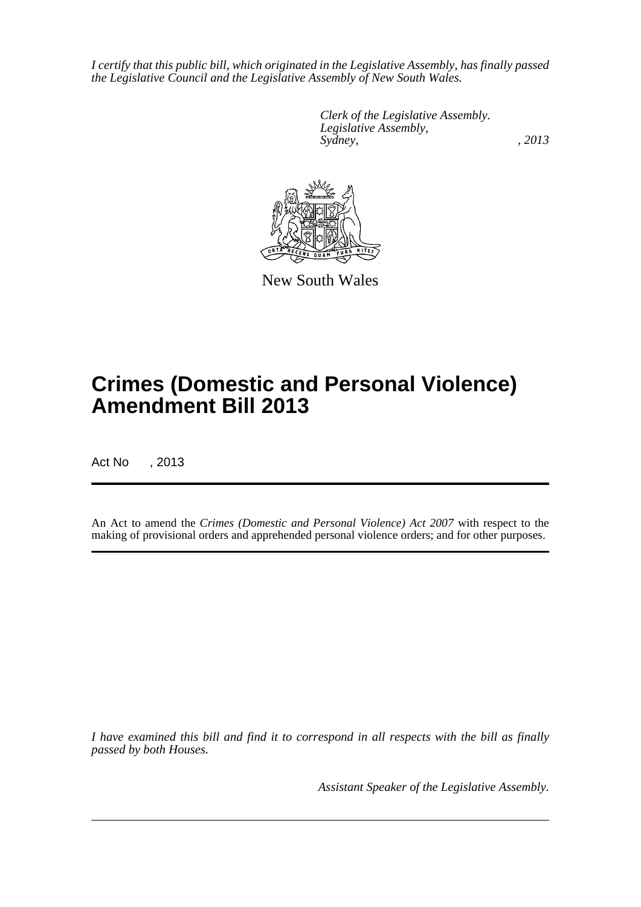*I certify that this public bill, which originated in the Legislative Assembly, has finally passed the Legislative Council and the Legislative Assembly of New South Wales.*

*Clerk of the Legislative Assembly.*
*Legislative Assembly,*
*Sydney, , 2013*

New South Wales

# Crimes (Domestic and Personal Violence) Amendment Bill 2013

Act No , 2013

An Act to amend the *Crimes (Domestic and Personal Violence) Act 2007* with respect to the making of provisional orders and apprehended personal violence orders; and for other purposes.

*I have examined this bill and find it to correspond in all respects with the bill as finally passed by both Houses.*

*Assistant Speaker of the Legislative Assembly.*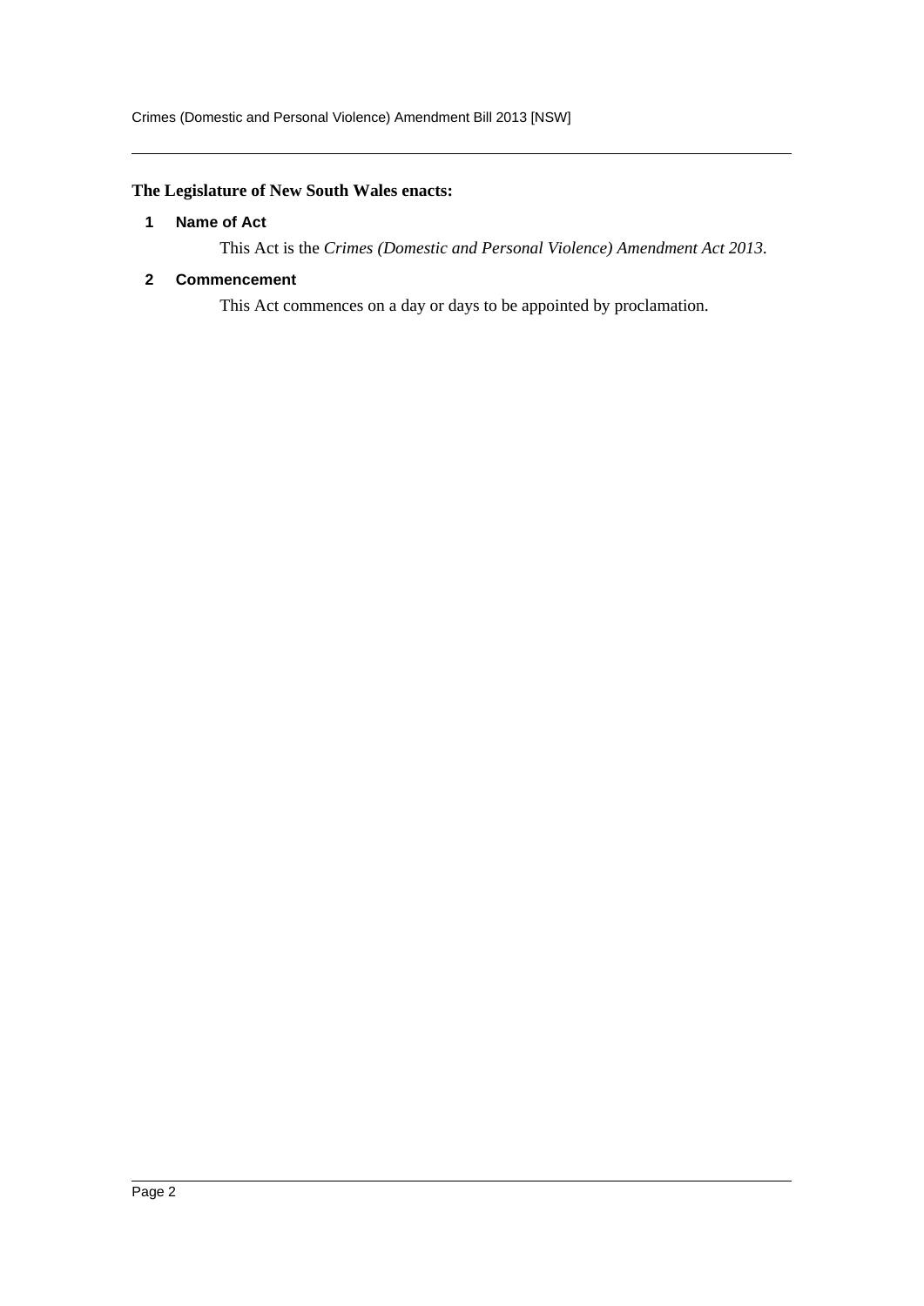**The Legislature of New South Wales enacts:**

### 1 Name of Act

This Act is the *Crimes (Domestic and Personal Violence) Amendment Act 2013*.

### 2 Commencement

This Act commences on a day or days to be appointed by proclamation.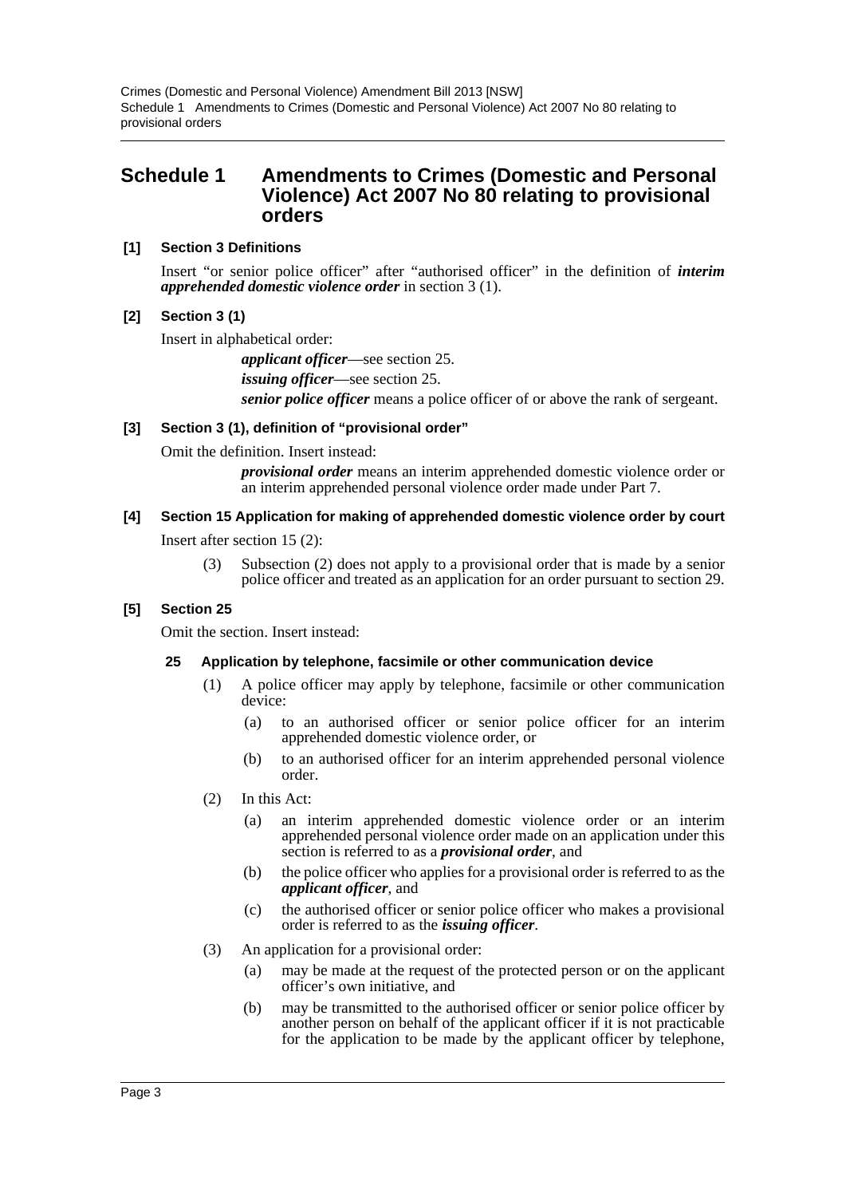# Schedule 1 Amendments to Crimes (Domestic and Personal Violence) Act 2007 No 80 relating to provisional orders

**[1] Section 3 Definitions**

Insert "or senior police officer" after "authorised officer" in the definition of ***interim apprehended domestic violence order*** in section 3 (1).

**[2] Section 3 (1)**

Insert in alphabetical order:

> ***applicant officer***—see section 25.
>
> ***issuing officer***—see section 25.
>
> ***senior police officer*** means a police officer of or above the rank of sergeant.

**[3] Section 3 (1), definition of "provisional order"**

Omit the definition. Insert instead:

> ***provisional order*** means an interim apprehended domestic violence order or an interim apprehended personal violence order made under Part 7.

**[4] Section 15 Application for making of apprehended domestic violence order by court**

Insert after section 15 (2):

> (3) Subsection (2) does not apply to a provisional order that is made by a senior police officer and treated as an application for an order pursuant to section 29.

**[5] Section 25**

Omit the section. Insert instead:

**25 Application by telephone, facsimile or other communication device**

(1) A police officer may apply by telephone, facsimile or other communication device:

- (a) to an authorised officer or senior police officer for an interim apprehended domestic violence order, or
- (b) to an authorised officer for an interim apprehended personal violence order.

(2) In this Act:

- (a) an interim apprehended domestic violence order or an interim apprehended personal violence order made on an application under this section is referred to as a ***provisional order***, and
- (b) the police officer who applies for a provisional order is referred to as the ***applicant officer***, and
- (c) the authorised officer or senior police officer who makes a provisional order is referred to as the ***issuing officer***.

(3) An application for a provisional order:

- (a) may be made at the request of the protected person or on the applicant officer's own initiative, and
- (b) may be transmitted to the authorised officer or senior police officer by another person on behalf of the applicant officer if it is not practicable for the application to be made by the applicant officer by telephone,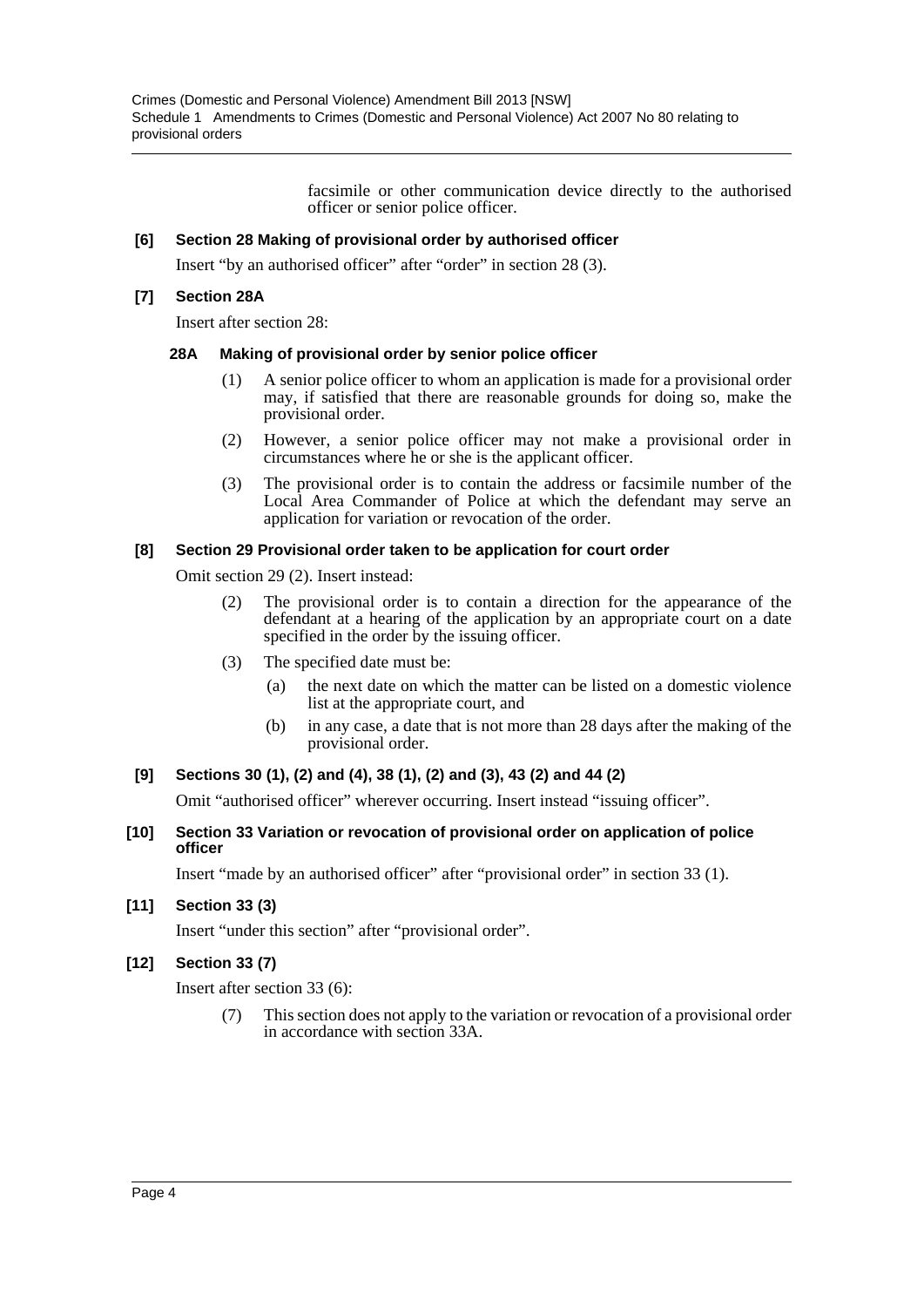facsimile or other communication device directly to the authorised officer or senior police officer.

**[6] Section 28 Making of provisional order by authorised officer**

Insert "by an authorised officer" after "order" in section 28 (3).

**[7] Section 28A**

Insert after section 28:

**28A Making of provisional order by senior police officer**

(1) A senior police officer to whom an application is made for a provisional order may, if satisfied that there are reasonable grounds for doing so, make the provisional order.

(2) However, a senior police officer may not make a provisional order in circumstances where he or she is the applicant officer.

(3) The provisional order is to contain the address or facsimile number of the Local Area Commander of Police at which the defendant may serve an application for variation or revocation of the order.

**[8] Section 29 Provisional order taken to be application for court order**

Omit section 29 (2). Insert instead:

(2) The provisional order is to contain a direction for the appearance of the defendant at a hearing of the application by an appropriate court on a date specified in the order by the issuing officer.

(3) The specified date must be:

(a) the next date on which the matter can be listed on a domestic violence list at the appropriate court, and

(b) in any case, a date that is not more than 28 days after the making of the provisional order.

**[9] Sections 30 (1), (2) and (4), 38 (1), (2) and (3), 43 (2) and 44 (2)**

Omit "authorised officer" wherever occurring. Insert instead "issuing officer".

**[10] Section 33 Variation or revocation of provisional order on application of police officer**

Insert "made by an authorised officer" after "provisional order" in section 33 (1).

**[11] Section 33 (3)**

Insert "under this section" after "provisional order".

**[12] Section 33 (7)**

Insert after section 33 (6):

(7) This section does not apply to the variation or revocation of a provisional order in accordance with section 33A.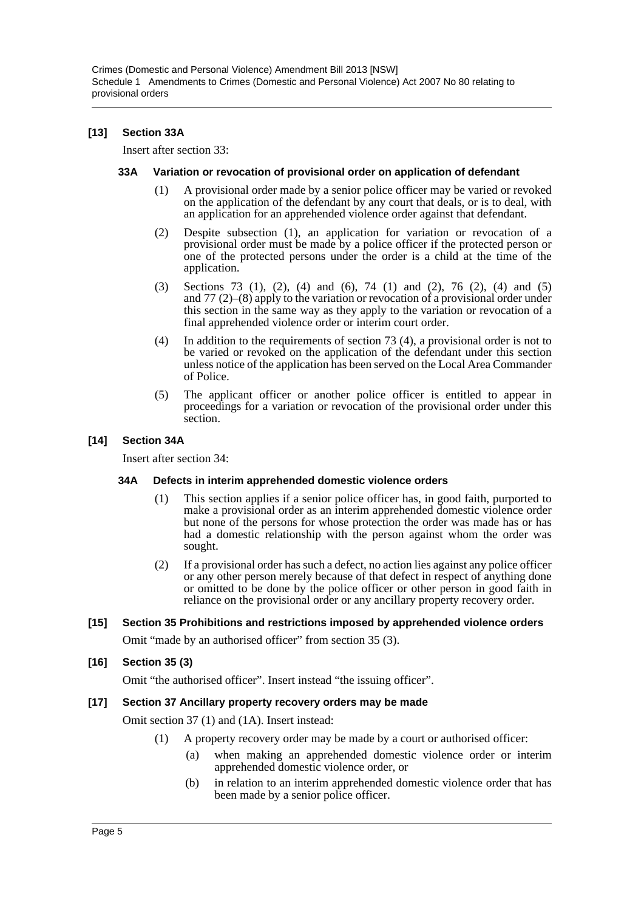### [13] Section 33A

Insert after section 33:

#### 33A Variation or revocation of provisional order on application of defendant

(1) A provisional order made by a senior police officer may be varied or revoked on the application of the defendant by any court that deals, or is to deal, with an application for an apprehended violence order against that defendant.

(2) Despite subsection (1), an application for variation or revocation of a provisional order must be made by a police officer if the protected person or one of the protected persons under the order is a child at the time of the application.

(3) Sections 73 (1), (2), (4) and (6), 74 (1) and (2), 76 (2), (4) and (5) and 77 (2)–(8) apply to the variation or revocation of a provisional order under this section in the same way as they apply to the variation or revocation of a final apprehended violence order or interim court order.

(4) In addition to the requirements of section 73 (4), a provisional order is not to be varied or revoked on the application of the defendant under this section unless notice of the application has been served on the Local Area Commander of Police.

(5) The applicant officer or another police officer is entitled to appear in proceedings for a variation or revocation of the provisional order under this section.

### [14] Section 34A

Insert after section 34:

#### 34A Defects in interim apprehended domestic violence orders

(1) This section applies if a senior police officer has, in good faith, purported to make a provisional order as an interim apprehended domestic violence order but none of the persons for whose protection the order was made has or has had a domestic relationship with the person against whom the order was sought.

(2) If a provisional order has such a defect, no action lies against any police officer or any other person merely because of that defect in respect of anything done or omitted to be done by the police officer or other person in good faith in reliance on the provisional order or any ancillary property recovery order.

### [15] Section 35 Prohibitions and restrictions imposed by apprehended violence orders

Omit "made by an authorised officer" from section 35 (3).

### [16] Section 35 (3)

Omit "the authorised officer". Insert instead "the issuing officer".

### [17] Section 37 Ancillary property recovery orders may be made

Omit section 37 (1) and (1A). Insert instead:

(1) A property recovery order may be made by a court or authorised officer:

- (a) when making an apprehended domestic violence order or interim apprehended domestic violence order, or
- (b) in relation to an interim apprehended domestic violence order that has been made by a senior police officer.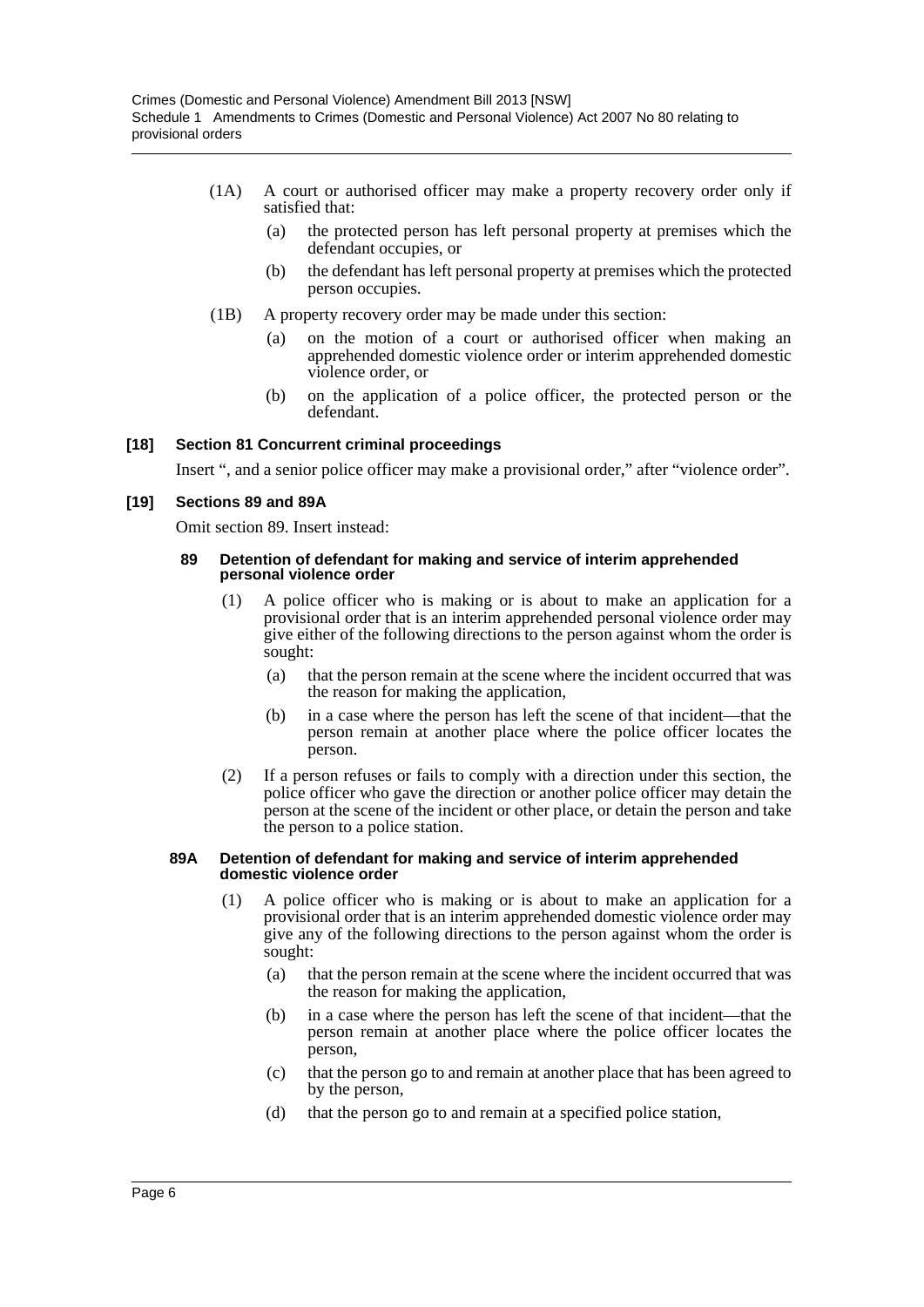(1A) A court or authorised officer may make a property recovery order only if satisfied that:

(a) the protected person has left personal property at premises which the defendant occupies, or

(b) the defendant has left personal property at premises which the protected person occupies.

(1B) A property recovery order may be made under this section:

(a) on the motion of a court or authorised officer when making an apprehended domestic violence order or interim apprehended domestic violence order, or

(b) on the application of a police officer, the protected person or the defendant.

### [18] Section 81 Concurrent criminal proceedings

Insert ", and a senior police officer may make a provisional order," after "violence order".

### [19] Sections 89 and 89A

Omit section 89. Insert instead:

#### 89 Detention of defendant for making and service of interim apprehended personal violence order

(1) A police officer who is making or is about to make an application for a provisional order that is an interim apprehended personal violence order may give either of the following directions to the person against whom the order is sought:

(a) that the person remain at the scene where the incident occurred that was the reason for making the application,

(b) in a case where the person has left the scene of that incident—that the person remain at another place where the police officer locates the person.

(2) If a person refuses or fails to comply with a direction under this section, the police officer who gave the direction or another police officer may detain the person at the scene of the incident or other place, or detain the person and take the person to a police station.

#### 89A Detention of defendant for making and service of interim apprehended domestic violence order

(1) A police officer who is making or is about to make an application for a provisional order that is an interim apprehended domestic violence order may give any of the following directions to the person against whom the order is sought:

(a) that the person remain at the scene where the incident occurred that was the reason for making the application,

(b) in a case where the person has left the scene of that incident—that the person remain at another place where the police officer locates the person,

(c) that the person go to and remain at another place that has been agreed to by the person,

(d) that the person go to and remain at a specified police station,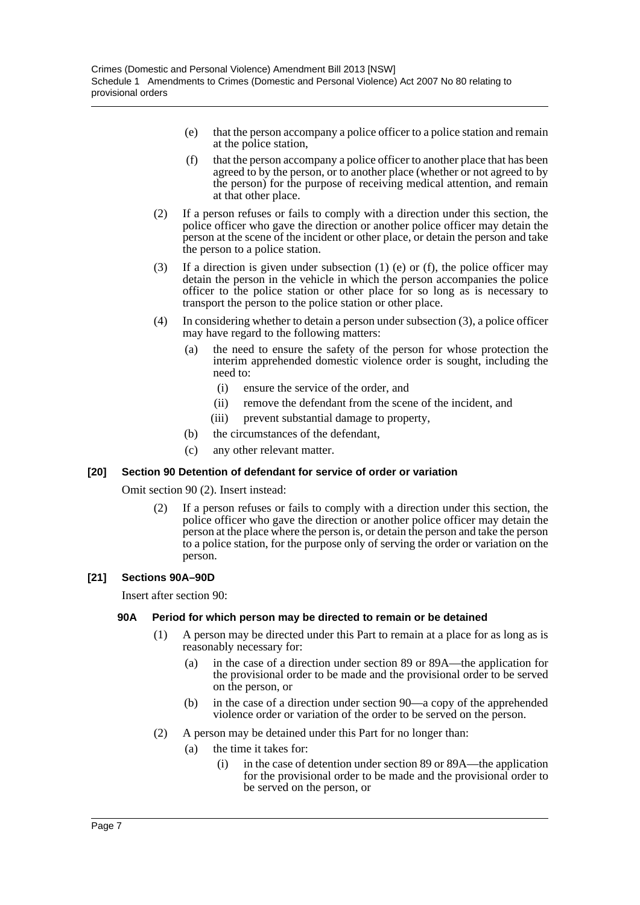(e) that the person accompany a police officer to a police station and remain at the police station,

(f) that the person accompany a police officer to another place that has been agreed to by the person, or to another place (whether or not agreed to by the person) for the purpose of receiving medical attention, and remain at that other place.

(2) If a person refuses or fails to comply with a direction under this section, the police officer who gave the direction or another police officer may detain the person at the scene of the incident or other place, or detain the person and take the person to a police station.

(3) If a direction is given under subsection (1) (e) or (f), the police officer may detain the person in the vehicle in which the person accompanies the police officer to the police station or other place for so long as is necessary to transport the person to the police station or other place.

(4) In considering whether to detain a person under subsection (3), a police officer may have regard to the following matters:

(a) the need to ensure the safety of the person for whose protection the interim apprehended domestic violence order is sought, including the need to:

(i) ensure the service of the order, and

(ii) remove the defendant from the scene of the incident, and

(iii) prevent substantial damage to property,

(b) the circumstances of the defendant,

(c) any other relevant matter.

### [20] Section 90 Detention of defendant for service of order or variation

Omit section 90 (2). Insert instead:

(2) If a person refuses or fails to comply with a direction under this section, the police officer who gave the direction or another police officer may detain the person at the place where the person is, or detain the person and take the person to a police station, for the purpose only of serving the order or variation on the person.

### [21] Sections 90A–90D

Insert after section 90:

#### 90A Period for which person may be directed to remain or be detained

(1) A person may be directed under this Part to remain at a place for as long as is reasonably necessary for:

(a) in the case of a direction under section 89 or 89A—the application for the provisional order to be made and the provisional order to be served on the person, or

(b) in the case of a direction under section 90—a copy of the apprehended violence order or variation of the order to be served on the person.

(2) A person may be detained under this Part for no longer than:

(a) the time it takes for:

(i) in the case of detention under section 89 or 89A—the application for the provisional order to be made and the provisional order to be served on the person, or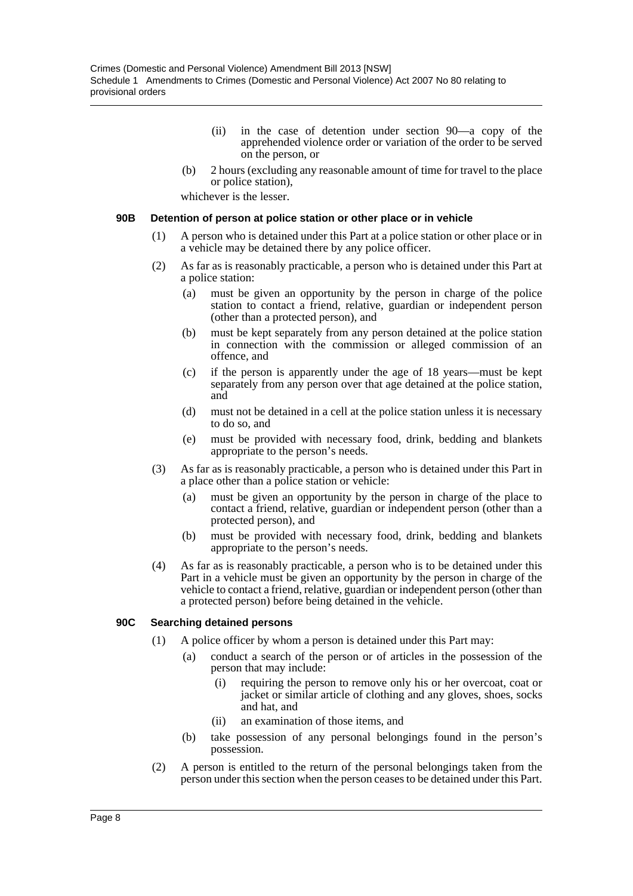(ii) in the case of detention under section 90—a copy of the apprehended violence order or variation of the order to be served on the person, or

(b) 2 hours (excluding any reasonable amount of time for travel to the place or police station),

whichever is the lesser.

**90B Detention of person at police station or other place or in vehicle**

(1) A person who is detained under this Part at a police station or other place or in a vehicle may be detained there by any police officer.

(2) As far as is reasonably practicable, a person who is detained under this Part at a police station:

(a) must be given an opportunity by the person in charge of the police station to contact a friend, relative, guardian or independent person (other than a protected person), and

(b) must be kept separately from any person detained at the police station in connection with the commission or alleged commission of an offence, and

(c) if the person is apparently under the age of 18 years—must be kept separately from any person over that age detained at the police station, and

(d) must not be detained in a cell at the police station unless it is necessary to do so, and

(e) must be provided with necessary food, drink, bedding and blankets appropriate to the person's needs.

(3) As far as is reasonably practicable, a person who is detained under this Part in a place other than a police station or vehicle:

(a) must be given an opportunity by the person in charge of the place to contact a friend, relative, guardian or independent person (other than a protected person), and

(b) must be provided with necessary food, drink, bedding and blankets appropriate to the person's needs.

(4) As far as is reasonably practicable, a person who is to be detained under this Part in a vehicle must be given an opportunity by the person in charge of the vehicle to contact a friend, relative, guardian or independent person (other than a protected person) before being detained in the vehicle.

**90C Searching detained persons**

(1) A police officer by whom a person is detained under this Part may:

(a) conduct a search of the person or of articles in the possession of the person that may include:

(i) requiring the person to remove only his or her overcoat, coat or jacket or similar article of clothing and any gloves, shoes, socks and hat, and

(ii) an examination of those items, and

(b) take possession of any personal belongings found in the person's possession.

(2) A person is entitled to the return of the personal belongings taken from the person under this section when the person ceases to be detained under this Part.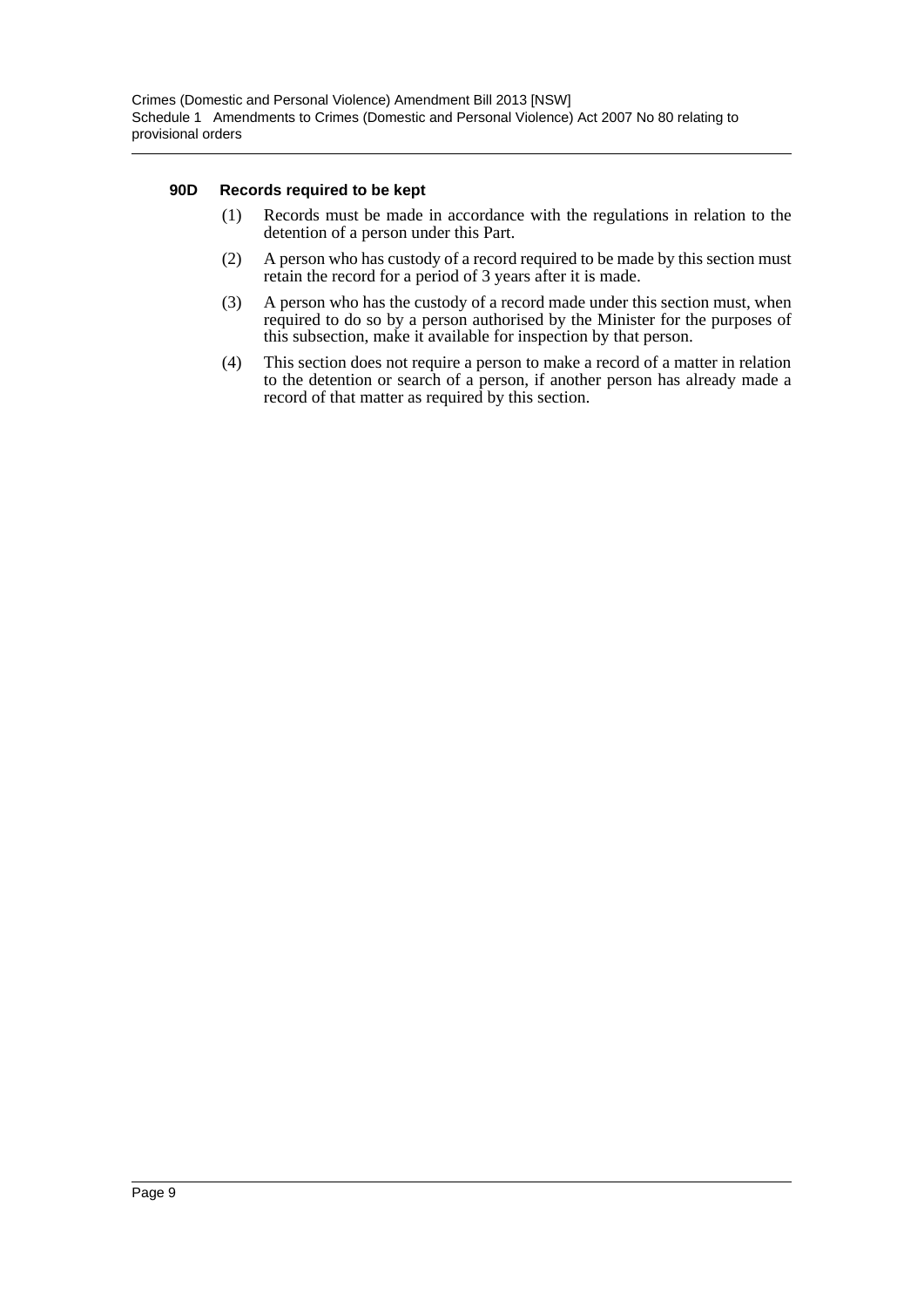#### 90D Records required to be kept

(1) Records must be made in accordance with the regulations in relation to the detention of a person under this Part.

(2) A person who has custody of a record required to be made by this section must retain the record for a period of 3 years after it is made.

(3) A person who has the custody of a record made under this section must, when required to do so by a person authorised by the Minister for the purposes of this subsection, make it available for inspection by that person.

(4) This section does not require a person to make a record of a matter in relation to the detention or search of a person, if another person has already made a record of that matter as required by this section.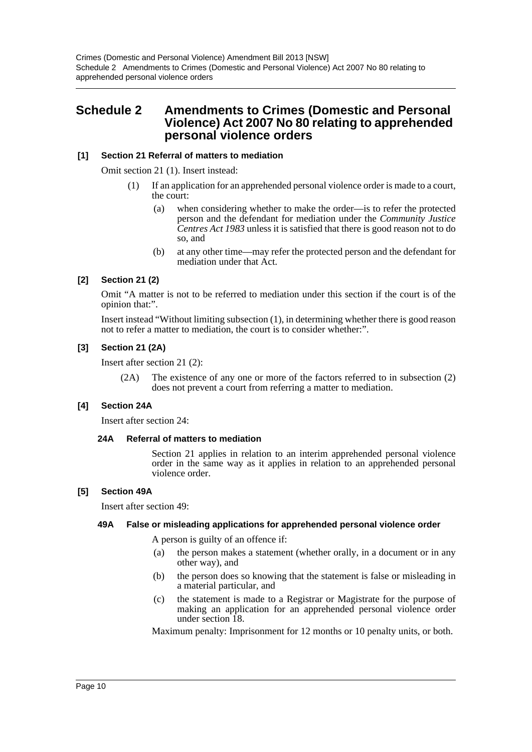# Schedule 2 Amendments to Crimes (Domestic and Personal Violence) Act 2007 No 80 relating to apprehended personal violence orders

### [1] Section 21 Referral of matters to mediation

Omit section 21 (1). Insert instead:

> (1) If an application for an apprehended personal violence order is made to a court, the court:
>
> (a) when considering whether to make the order—is to refer the protected person and the defendant for mediation under the *Community Justice Centres Act 1983* unless it is satisfied that there is good reason not to do so, and
>
> (b) at any other time—may refer the protected person and the defendant for mediation under that Act.

### [2] Section 21 (2)

Omit "A matter is not to be referred to mediation under this section if the court is of the opinion that:".

Insert instead "Without limiting subsection (1), in determining whether there is good reason not to refer a matter to mediation, the court is to consider whether:".

### [3] Section 21 (2A)

Insert after section 21 (2):

> (2A) The existence of any one or more of the factors referred to in subsection (2) does not prevent a court from referring a matter to mediation.

### [4] Section 24A

Insert after section 24:

> **24A Referral of matters to mediation**
>
> Section 21 applies in relation to an interim apprehended personal violence order in the same way as it applies in relation to an apprehended personal violence order.

### [5] Section 49A

Insert after section 49:

> **49A False or misleading applications for apprehended personal violence order**
>
> A person is guilty of an offence if:
>
> (a) the person makes a statement (whether orally, in a document or in any other way), and
>
> (b) the person does so knowing that the statement is false or misleading in a material particular, and
>
> (c) the statement is made to a Registrar or Magistrate for the purpose of making an application for an apprehended personal violence order under section 18.
>
> Maximum penalty: Imprisonment for 12 months or 10 penalty units, or both.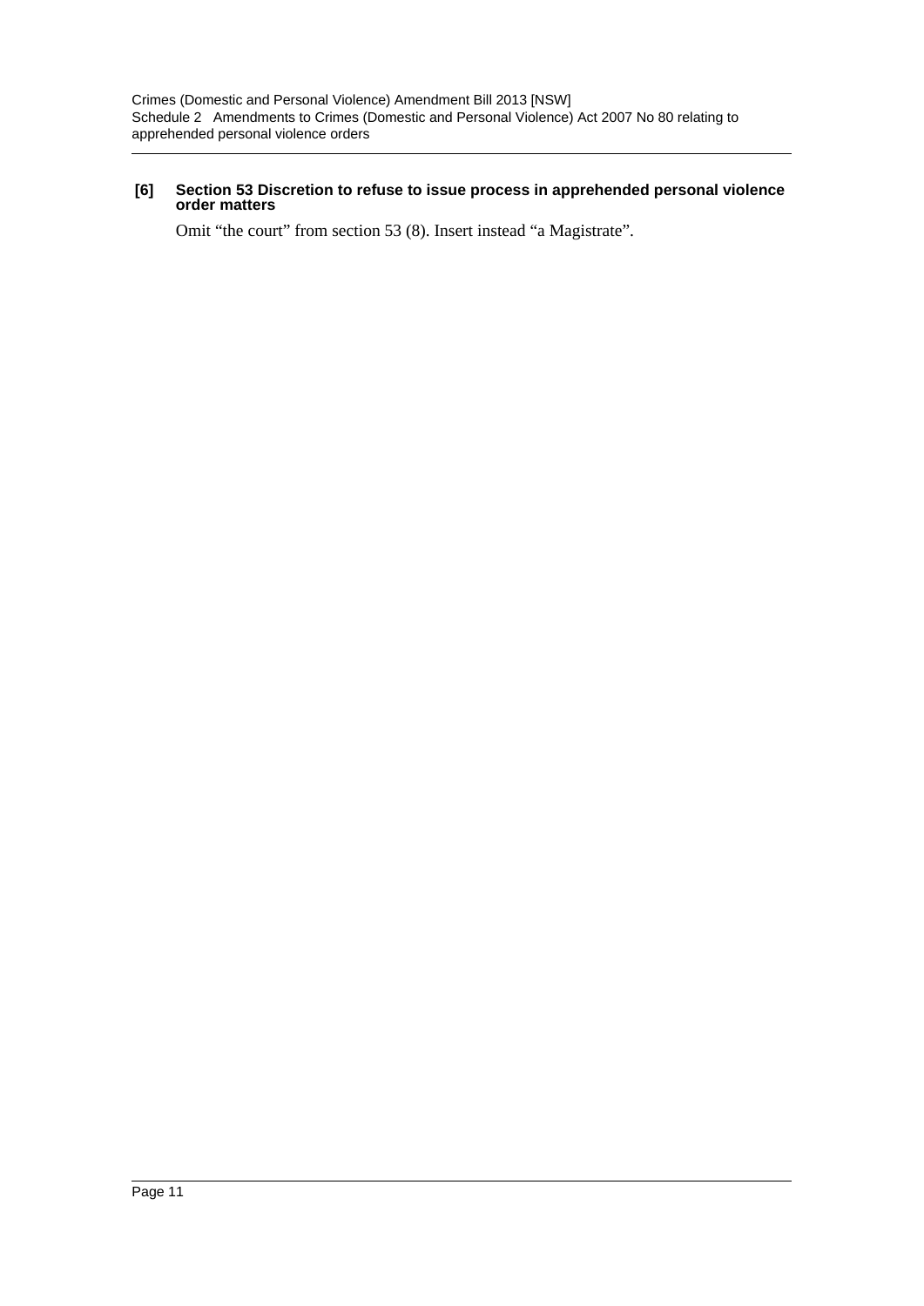**[6] Section 53 Discretion to refuse to issue process in apprehended personal violence order matters**

Omit "the court" from section 53 (8). Insert instead "a Magistrate".